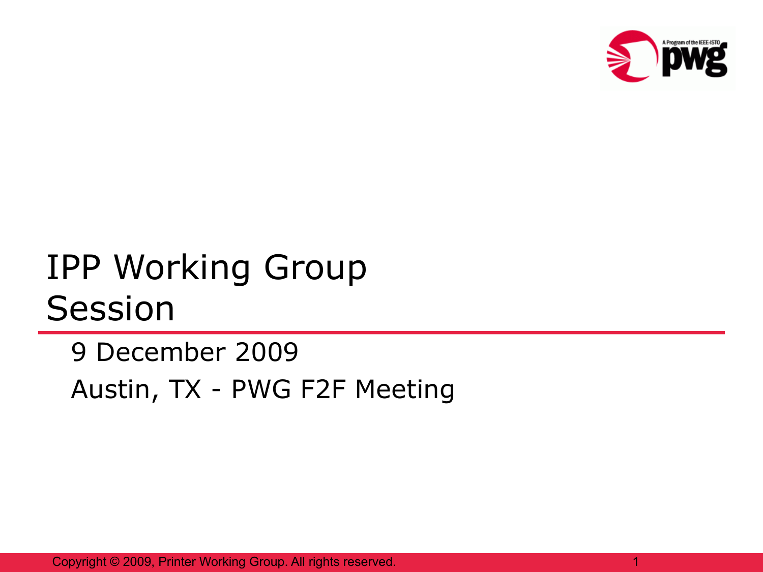# IPP Working Group Session

9 December 2009

Austin, TX - PWG F2F Meeting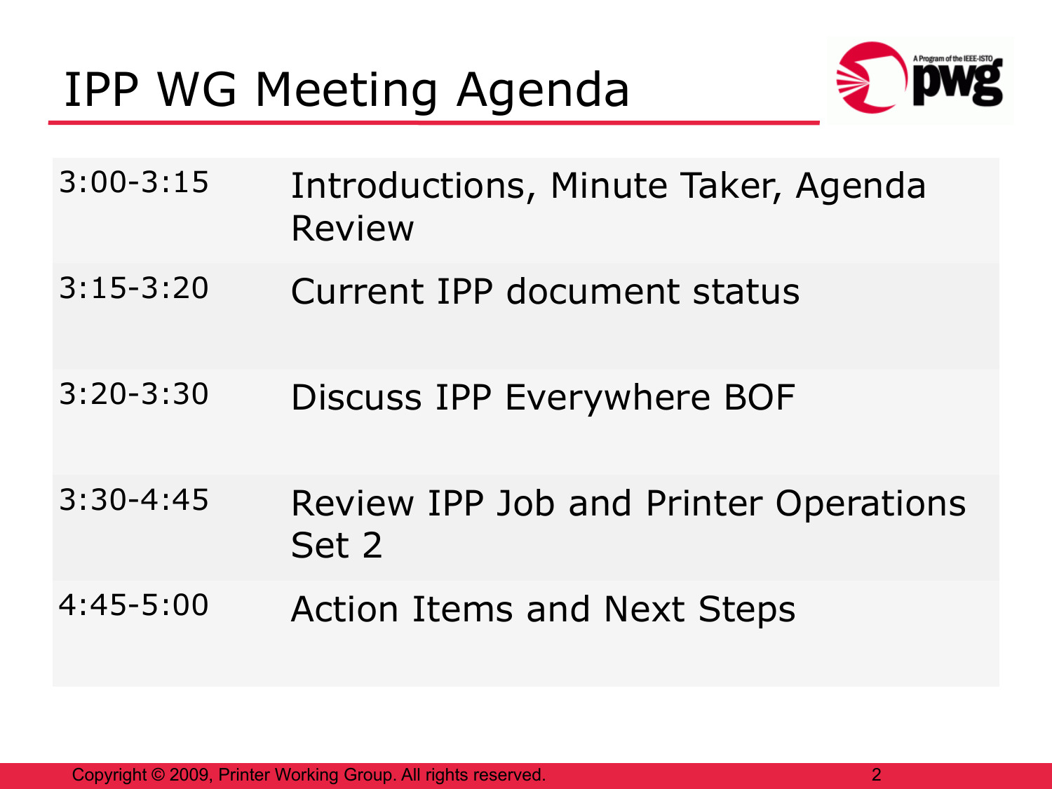# IPP WG Meeting Agenda

| Time | Topic |
| --- | --- |
| 3:00-3:15 | Introductions, Minute Taker, Agenda Review |
| 3:15-3:20 | Current IPP document status |
| 3:20-3:30 | Discuss IPP Everywhere BOF |
| 3:30-4:45 | Review IPP Job and Printer Operations Set 2 |
| 4:45-5:00 | Action Items and Next Steps |

Copyright © 2009, Printer Working Group. All rights reserved.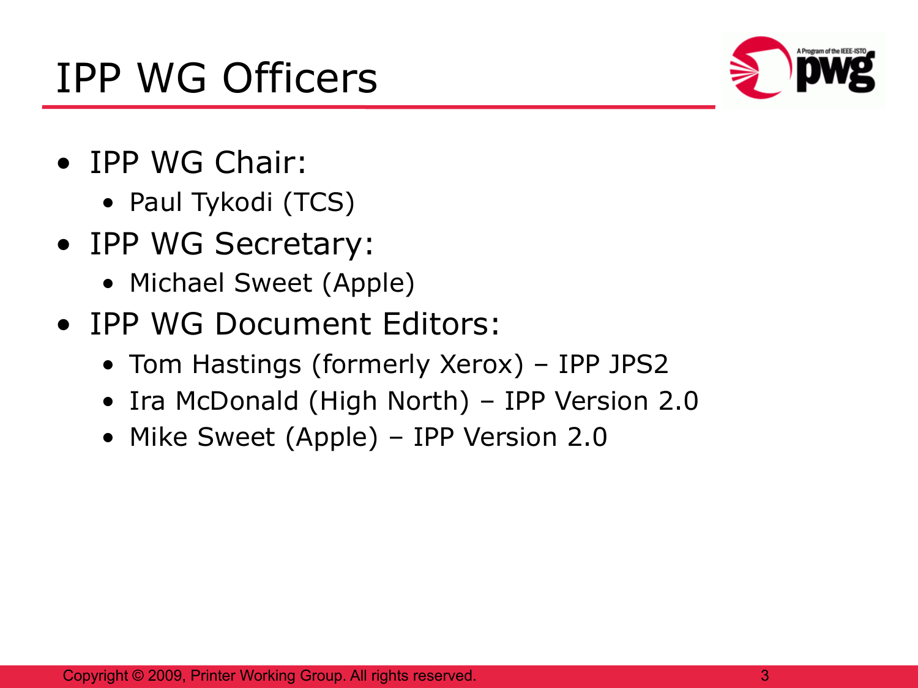# IPP WG Officers

- IPP WG Chair:
  - Paul Tykodi (TCS)
- IPP WG Secretary:
  - Michael Sweet (Apple)
- IPP WG Document Editors:
  - Tom Hastings (formerly Xerox) – IPP JPS2
  - Ira McDonald (High North) – IPP Version 2.0
  - Mike Sweet (Apple) – IPP Version 2.0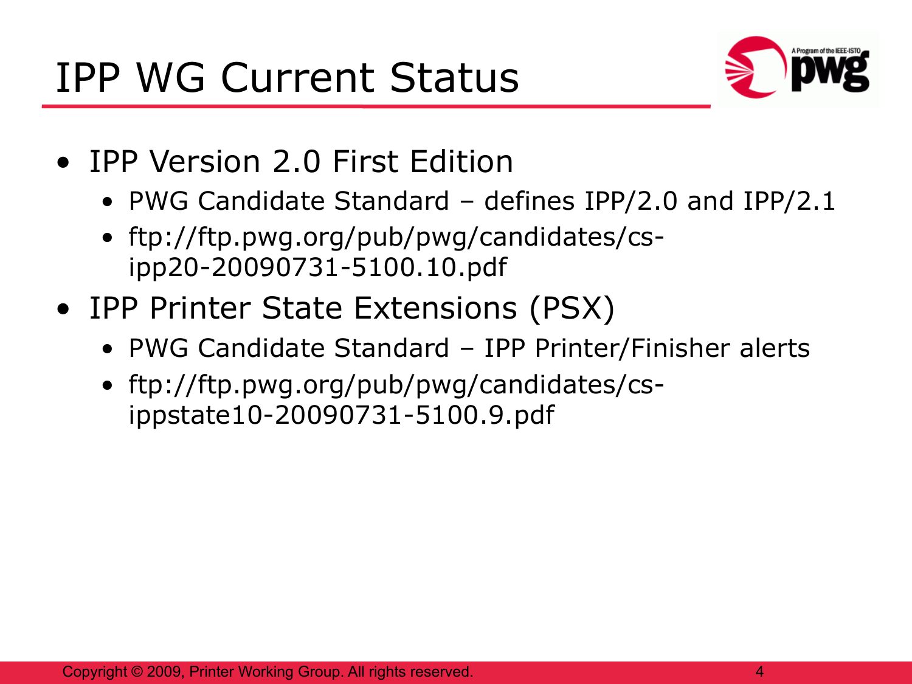# IPP WG Current Status

- IPP Version 2.0 First Edition
  - PWG Candidate Standard – defines IPP/2.0 and IPP/2.1
  - ftp://ftp.pwg.org/pub/pwg/candidates/cs-ipp20-20090731-5100.10.pdf
- IPP Printer State Extensions (PSX)
  - PWG Candidate Standard – IPP Printer/Finisher alerts
  - ftp://ftp.pwg.org/pub/pwg/candidates/cs-ippstate10-20090731-5100.9.pdf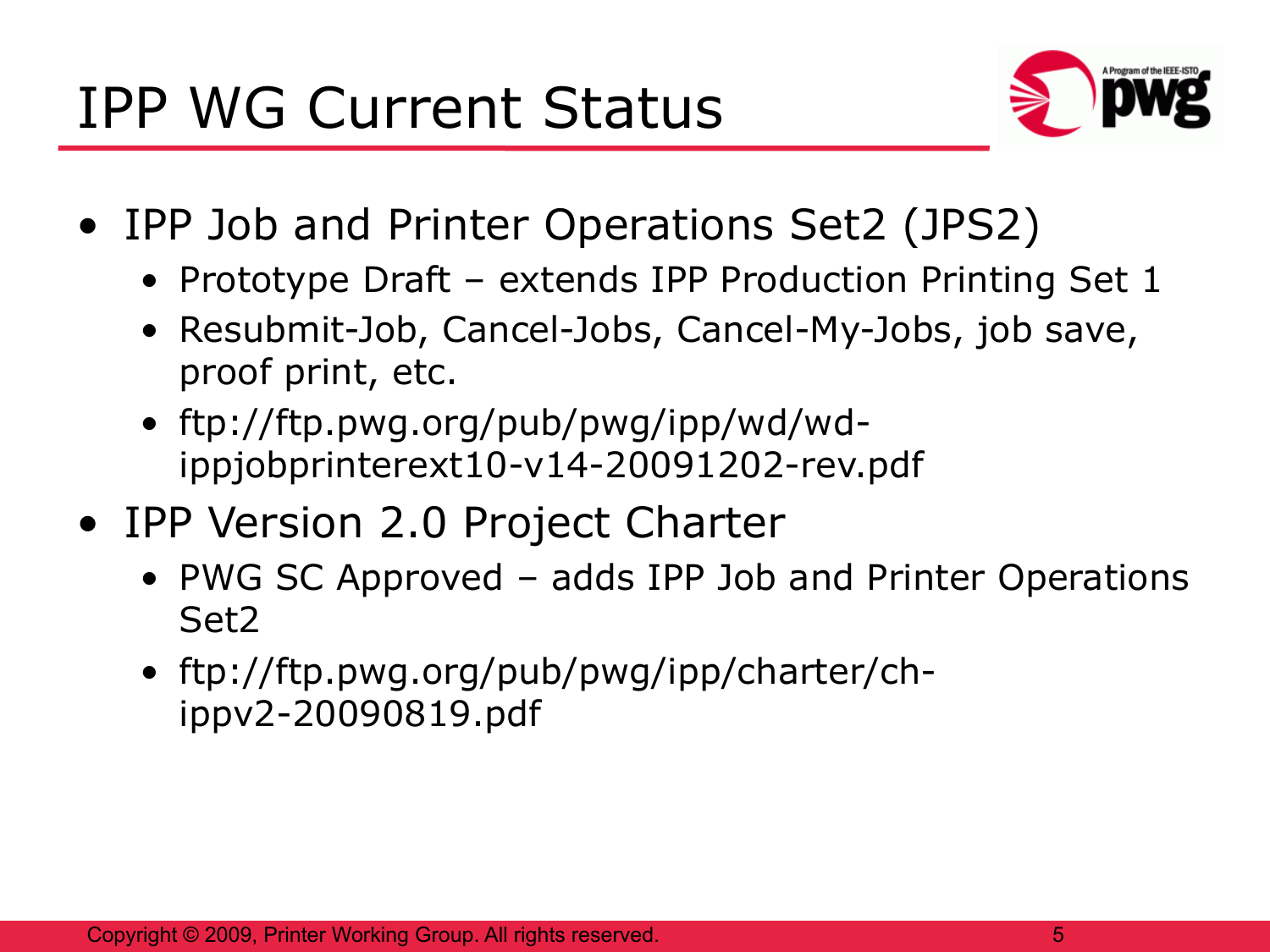# IPP WG Current Status

- IPP Job and Printer Operations Set2 (JPS2)
  - Prototype Draft – extends IPP Production Printing Set 1
  - Resubmit-Job, Cancel-Jobs, Cancel-My-Jobs, job save, proof print, etc.
  - ftp://ftp.pwg.org/pub/pwg/ipp/wd/wd-ippjobprinterext10-v14-20091202-rev.pdf
- IPP Version 2.0 Project Charter
  - PWG SC Approved – adds IPP Job and Printer Operations Set2
  - ftp://ftp.pwg.org/pub/pwg/ipp/charter/ch-ippv2-20090819.pdf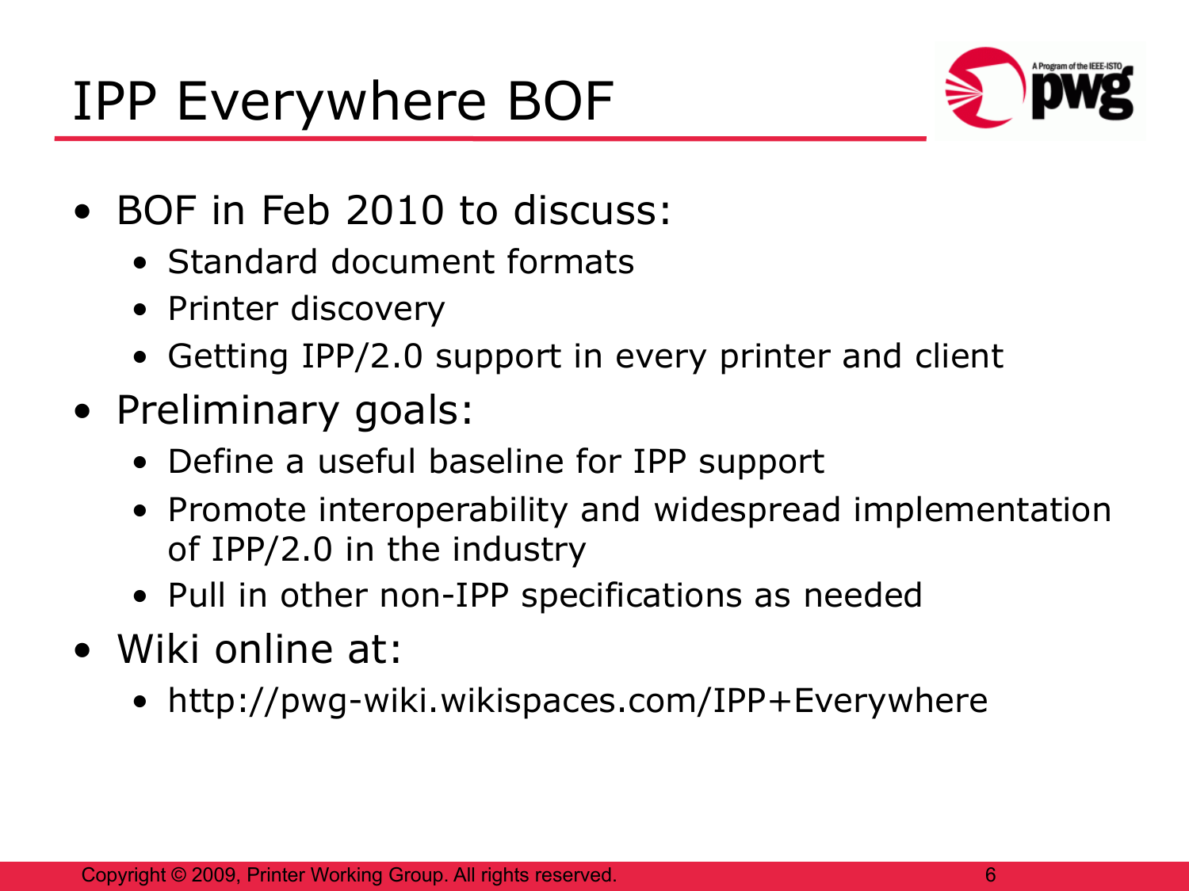# IPP Everywhere BOF

- BOF in Feb 2010 to discuss:
  - Standard document formats
  - Printer discovery
  - Getting IPP/2.0 support in every printer and client
- Preliminary goals:
  - Define a useful baseline for IPP support
  - Promote interoperability and widespread implementation of IPP/2.0 in the industry
  - Pull in other non-IPP specifications as needed
- Wiki online at:
  - http://pwg-wiki.wikispaces.com/IPP+Everywhere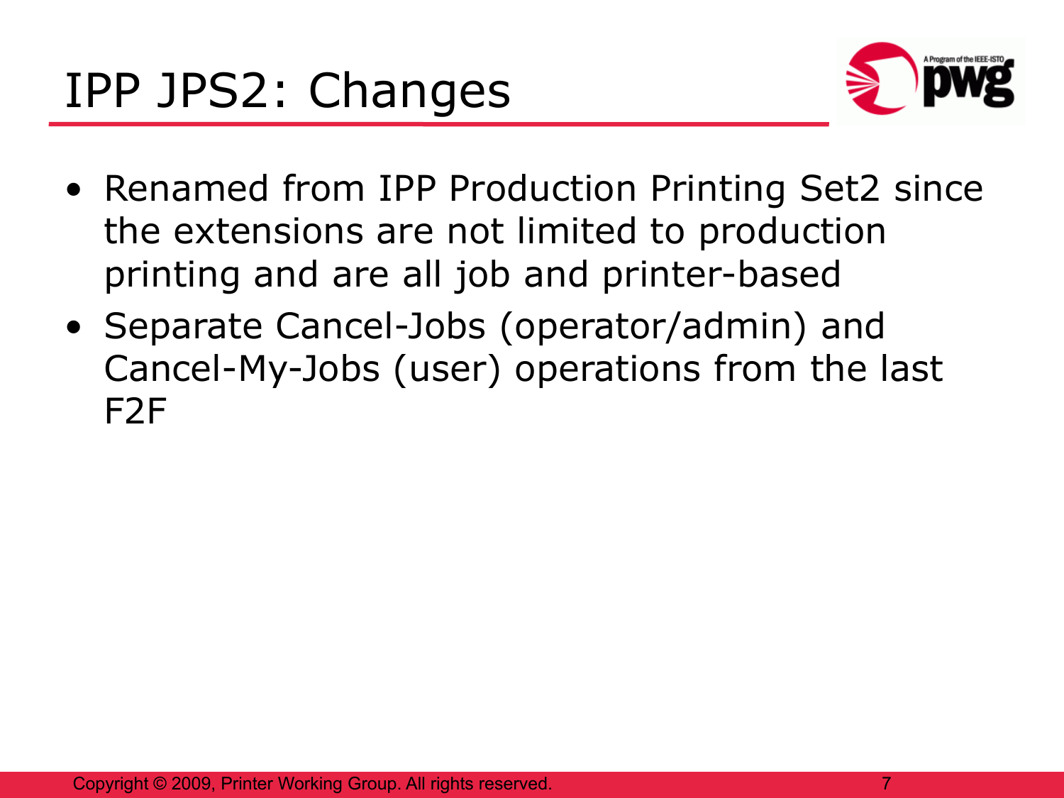# IPP JPS2: Changes

- Renamed from IPP Production Printing Set2 since the extensions are not limited to production printing and are all job and printer-based
- Separate Cancel-Jobs (operator/admin) and Cancel-My-Jobs (user) operations from the last F2F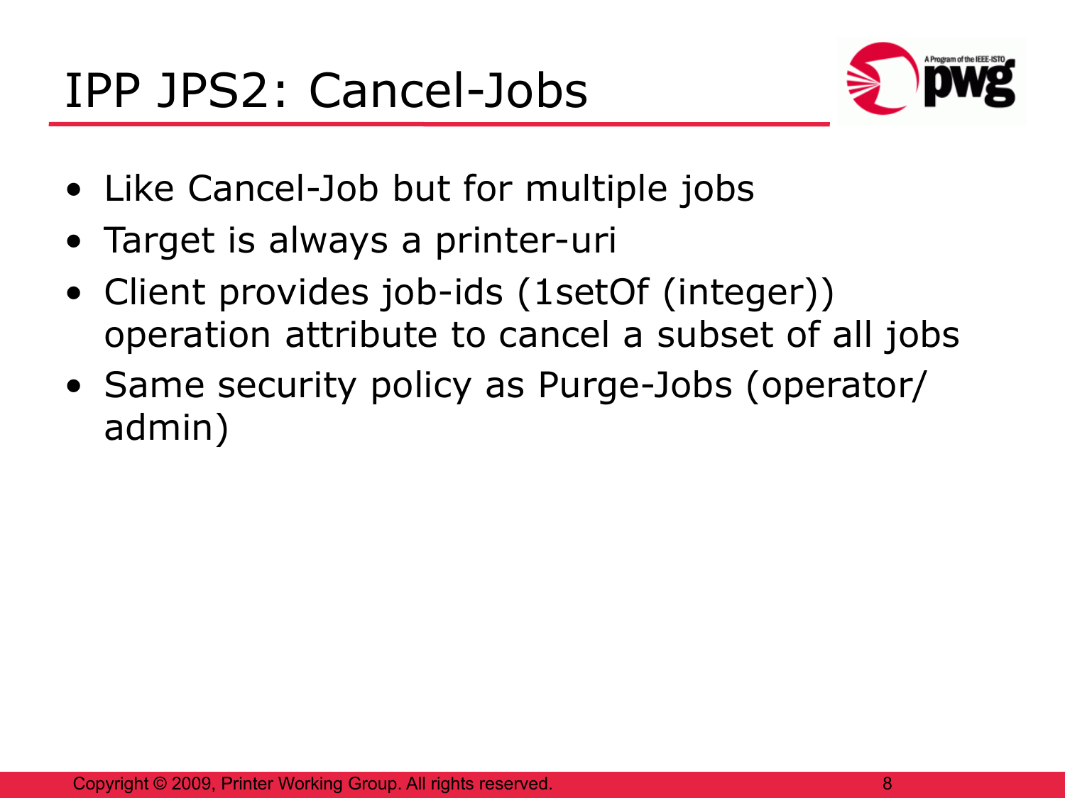# IPP JPS2: Cancel-Jobs

- Like Cancel-Job but for multiple jobs
- Target is always a printer-uri
- Client provides job-ids (1setOf (integer)) operation attribute to cancel a subset of all jobs
- Same security policy as Purge-Jobs (operator/ admin)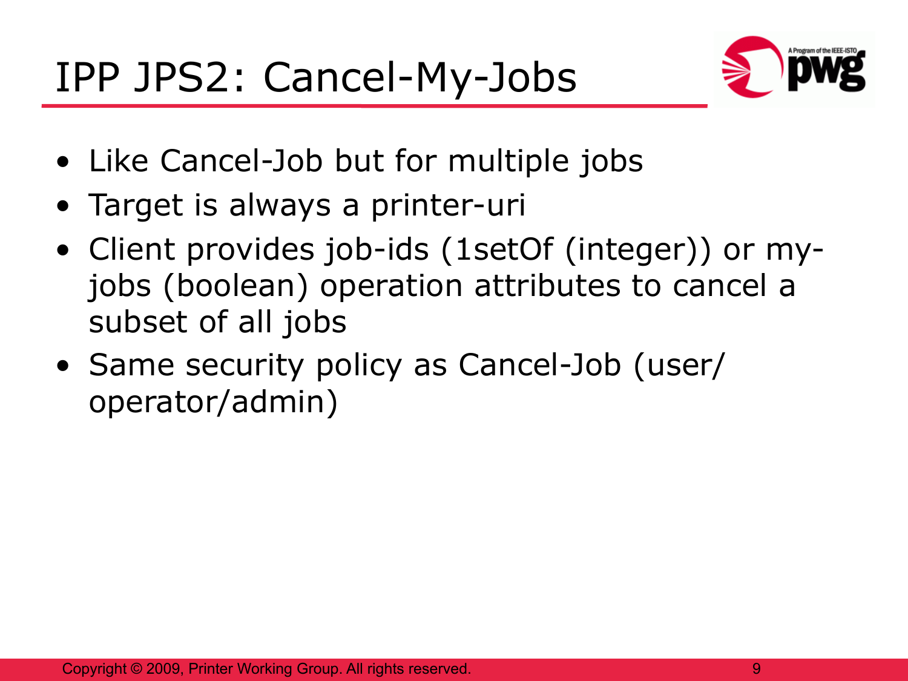# IPP JPS2: Cancel-My-Jobs

- Like Cancel-Job but for multiple jobs
- Target is always a printer-uri
- Client provides job-ids (1setOf (integer)) or my-jobs (boolean) operation attributes to cancel a subset of all jobs
- Same security policy as Cancel-Job (user/operator/admin)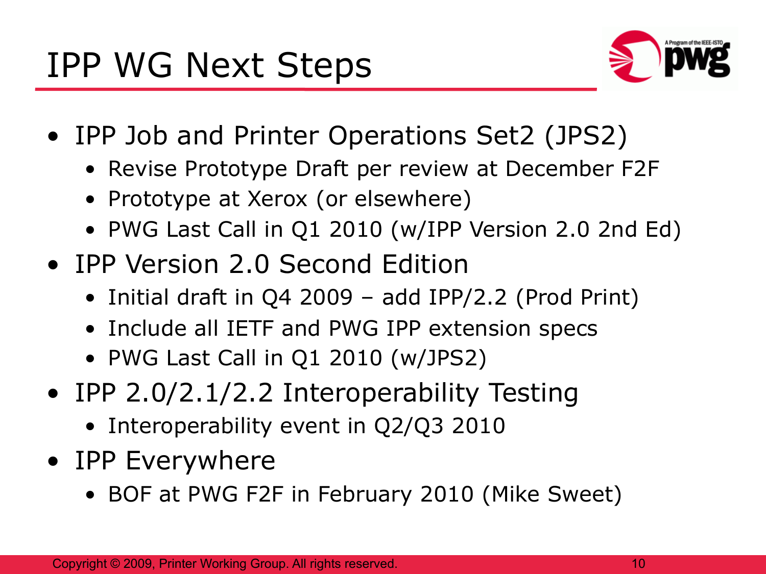# IPP WG Next Steps

- IPP Job and Printer Operations Set2 (JPS2)
  - Revise Prototype Draft per review at December F2F
  - Prototype at Xerox (or elsewhere)
  - PWG Last Call in Q1 2010 (w/IPP Version 2.0 2nd Ed)
- IPP Version 2.0 Second Edition
  - Initial draft in Q4 2009 – add IPP/2.2 (Prod Print)
  - Include all IETF and PWG IPP extension specs
  - PWG Last Call in Q1 2010 (w/JPS2)
- IPP 2.0/2.1/2.2 Interoperability Testing
  - Interoperability event in Q2/Q3 2010
- IPP Everywhere
  - BOF at PWG F2F in February 2010 (Mike Sweet)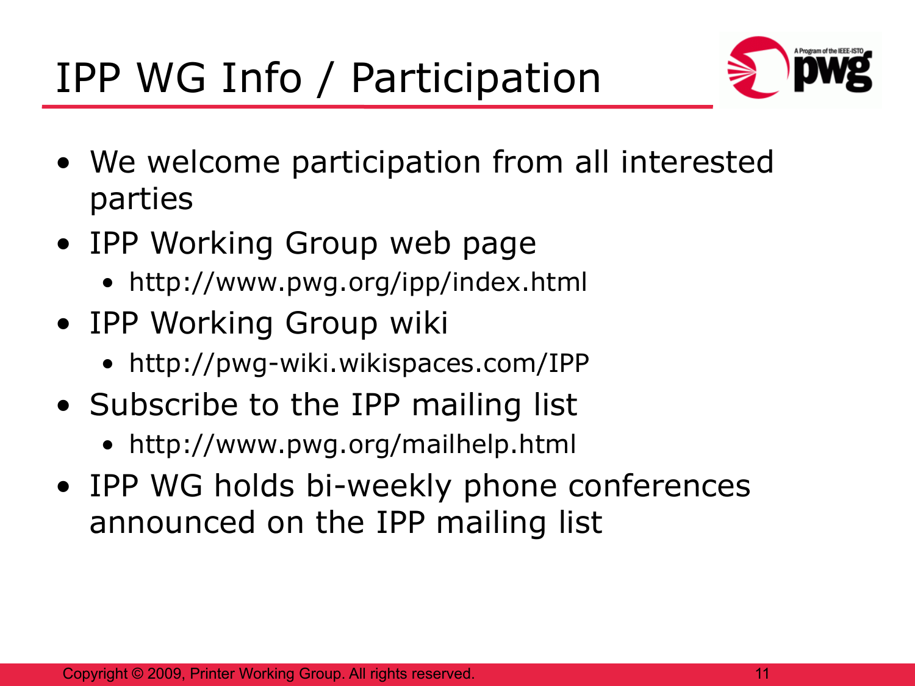# IPP WG Info / Participation

- We welcome participation from all interested parties
- IPP Working Group web page
  - http://www.pwg.org/ipp/index.html
- IPP Working Group wiki
  - http://pwg-wiki.wikispaces.com/IPP
- Subscribe to the IPP mailing list
  - http://www.pwg.org/mailhelp.html
- IPP WG holds bi-weekly phone conferences announced on the IPP mailing list

Copyright © 2009, Printer Working Group. All rights reserved.